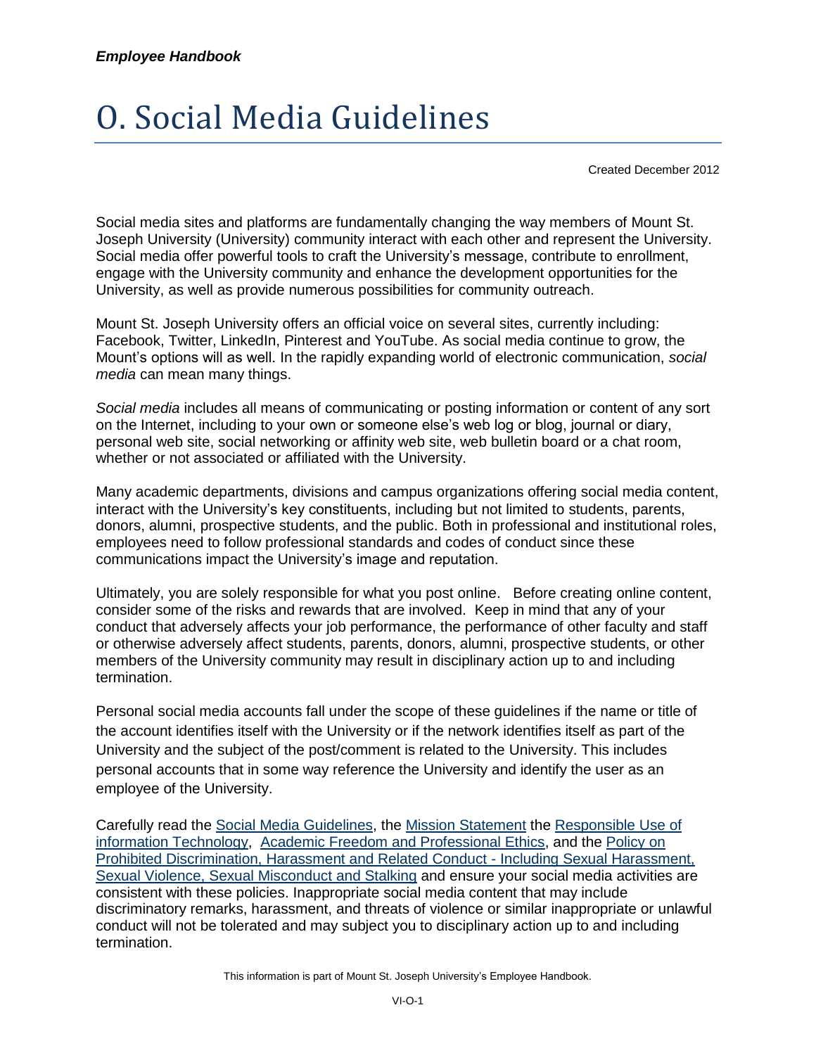# O. Social Media Guidelines

Created December 2012

Social media sites and platforms are fundamentally changing the way members of Mount St. Joseph University (University) community interact with each other and represent the University. Social media offer powerful tools to craft the University's message, contribute to enrollment, engage with the University community and enhance the development opportunities for the University, as well as provide numerous possibilities for community outreach.

Mount St. Joseph University offers an official voice on several sites, currently including: Facebook, Twitter, LinkedIn, Pinterest and YouTube. As social media continue to grow, the Mount's options will as well. In the rapidly expanding world of electronic communication, *social media* can mean many things.

*Social media* includes all means of communicating or posting information or content of any sort on the Internet, including to your own or someone else's web log or blog, journal or diary, personal web site, social networking or affinity web site, web bulletin board or a chat room, whether or not associated or affiliated with the University.

Many academic departments, divisions and campus organizations offering social media content, interact with the University's key constituents, including but not limited to students, parents, donors, alumni, prospective students, and the public. Both in professional and institutional roles, employees need to follow professional standards and codes of conduct since these communications impact the University's image and reputation.

Ultimately, you are solely responsible for what you post online. Before creating online content, consider some of the risks and rewards that are involved. Keep in mind that any of your conduct that adversely affects your job performance, the performance of other faculty and staff or otherwise adversely affect students, parents, donors, alumni, prospective students, or other members of the University community may result in disciplinary action up to and including termination.

Personal social media accounts fall under the scope of these guidelines if the name or title of the account identifies itself with the University or if the network identifies itself as part of the University and the subject of the post/comment is related to the University. This includes personal accounts that in some way reference the University and identify the user as an employee of the University.

Carefully read the Social Media Guidelines, the Mission Statement the Responsible Use of information Technology, Academic Freedom and Professional Ethics, and the Policy on Prohibited Discrimination, Harassment and Related Conduct - Including Sexual Harassment, Sexual Violence, Sexual Misconduct and Stalking and ensure your social media activities are consistent with these policies. Inappropriate social media content that may include discriminatory remarks, harassment, and threats of violence or similar inappropriate or unlawful conduct will not be tolerated and may subject you to disciplinary action up to and including termination.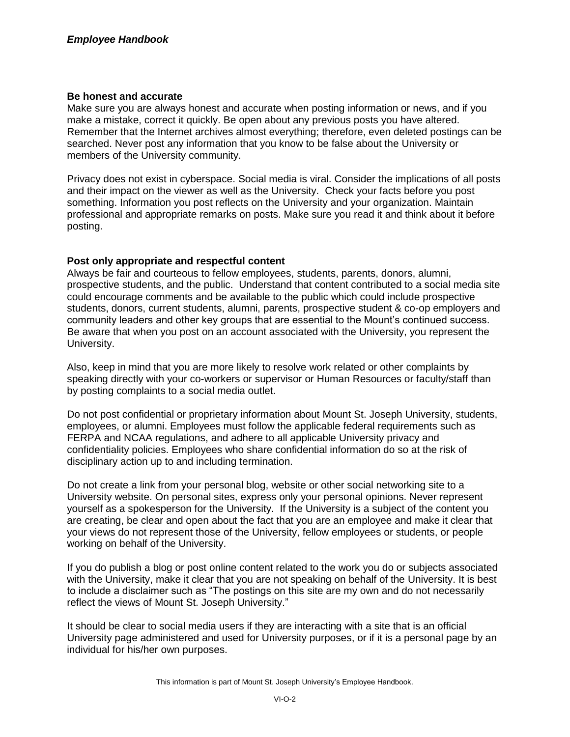**Be honest and accurate**
Make sure you are always honest and accurate when posting information or news, and if you make a mistake, correct it quickly. Be open about any previous posts you have altered. Remember that the Internet archives almost everything; therefore, even deleted postings can be searched. Never post any information that you know to be false about the University or members of the University community.

Privacy does not exist in cyberspace. Social media is viral. Consider the implications of all posts and their impact on the viewer as well as the University. Check your facts before you post something. Information you post reflects on the University and your organization. Maintain professional and appropriate remarks on posts. Make sure you read it and think about it before posting.

**Post only appropriate and respectful content**
Always be fair and courteous to fellow employees, students, parents, donors, alumni, prospective students, and the public. Understand that content contributed to a social media site could encourage comments and be available to the public which could include prospective students, donors, current students, alumni, parents, prospective student & co-op employers and community leaders and other key groups that are essential to the Mount's continued success. Be aware that when you post on an account associated with the University, you represent the University.

Also, keep in mind that you are more likely to resolve work related or other complaints by speaking directly with your co-workers or supervisor or Human Resources or faculty/staff than by posting complaints to a social media outlet.

Do not post confidential or proprietary information about Mount St. Joseph University, students, employees, or alumni. Employees must follow the applicable federal requirements such as FERPA and NCAA regulations, and adhere to all applicable University privacy and confidentiality policies. Employees who share confidential information do so at the risk of disciplinary action up to and including termination.

Do not create a link from your personal blog, website or other social networking site to a University website. On personal sites, express only your personal opinions. Never represent yourself as a spokesperson for the University. If the University is a subject of the content you are creating, be clear and open about the fact that you are an employee and make it clear that your views do not represent those of the University, fellow employees or students, or people working on behalf of the University.

If you do publish a blog or post online content related to the work you do or subjects associated with the University, make it clear that you are not speaking on behalf of the University. It is best to include a disclaimer such as "The postings on this site are my own and do not necessarily reflect the views of Mount St. Joseph University."

It should be clear to social media users if they are interacting with a site that is an official University page administered and used for University purposes, or if it is a personal page by an individual for his/her own purposes.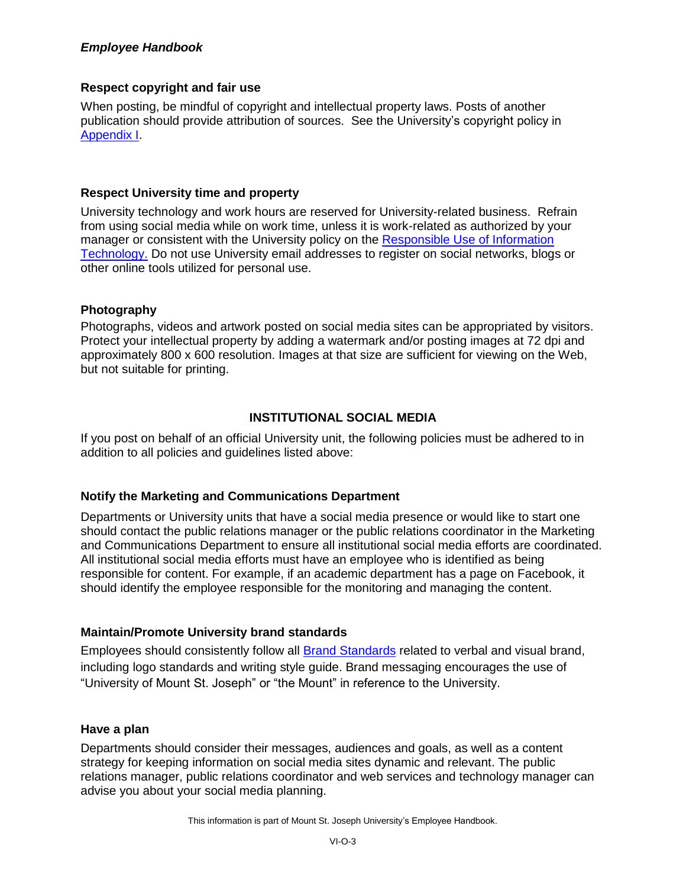### Respect copyright and fair use

When posting, be mindful of copyright and intellectual property laws. Posts of another publication should provide attribution of sources. See the University's copyright policy in Appendix I.

### Respect University time and property

University technology and work hours are reserved for University-related business. Refrain from using social media while on work time, unless it is work-related as authorized by your manager or consistent with the University policy on the Responsible Use of Information Technology. Do not use University email addresses to register on social networks, blogs or other online tools utilized for personal use.

### Photography

Photographs, videos and artwork posted on social media sites can be appropriated by visitors. Protect your intellectual property by adding a watermark and/or posting images at 72 dpi and approximately 800 x 600 resolution. Images at that size are sufficient for viewing on the Web, but not suitable for printing.

## INSTITUTIONAL SOCIAL MEDIA

If you post on behalf of an official University unit, the following policies must be adhered to in addition to all policies and guidelines listed above:

### Notify the Marketing and Communications Department

Departments or University units that have a social media presence or would like to start one should contact the public relations manager or the public relations coordinator in the Marketing and Communications Department to ensure all institutional social media efforts are coordinated. All institutional social media efforts must have an employee who is identified as being responsible for content. For example, if an academic department has a page on Facebook, it should identify the employee responsible for the monitoring and managing the content.

### Maintain/Promote University brand standards

Employees should consistently follow all Brand Standards related to verbal and visual brand, including logo standards and writing style guide. Brand messaging encourages the use of "University of Mount St. Joseph" or "the Mount" in reference to the University.

### Have a plan

Departments should consider their messages, audiences and goals, as well as a content strategy for keeping information on social media sites dynamic and relevant. The public relations manager, public relations coordinator and web services and technology manager can advise you about your social media planning.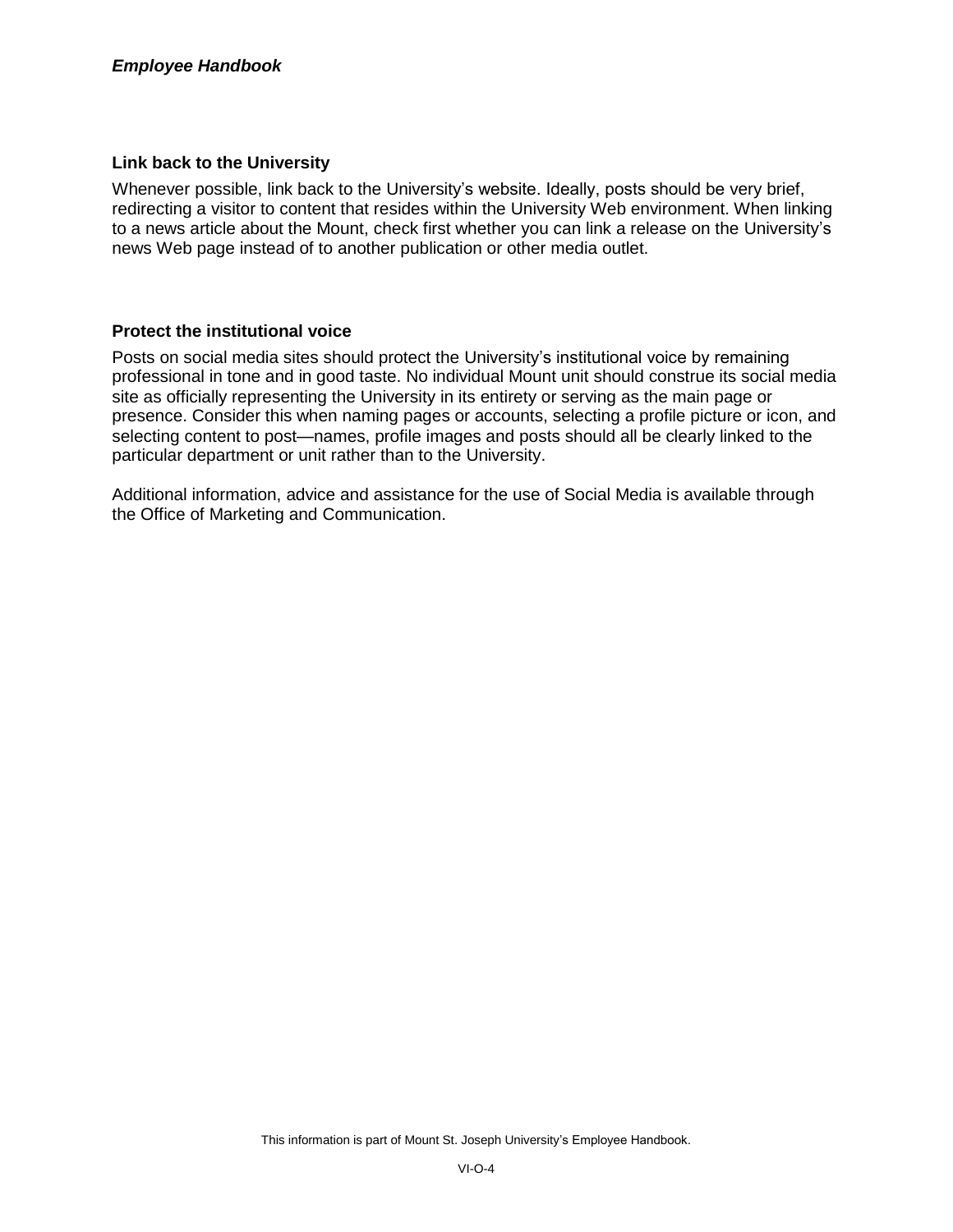### Link back to the University

Whenever possible, link back to the University's website. Ideally, posts should be very brief, redirecting a visitor to content that resides within the University Web environment. When linking to a news article about the Mount, check first whether you can link a release on the University's news Web page instead of to another publication or other media outlet.

### Protect the institutional voice

Posts on social media sites should protect the University's institutional voice by remaining professional in tone and in good taste. No individual Mount unit should construe its social media site as officially representing the University in its entirety or serving as the main page or presence. Consider this when naming pages or accounts, selecting a profile picture or icon, and selecting content to post—names, profile images and posts should all be clearly linked to the particular department or unit rather than to the University.

Additional information, advice and assistance for the use of Social Media is available through the Office of Marketing and Communication.